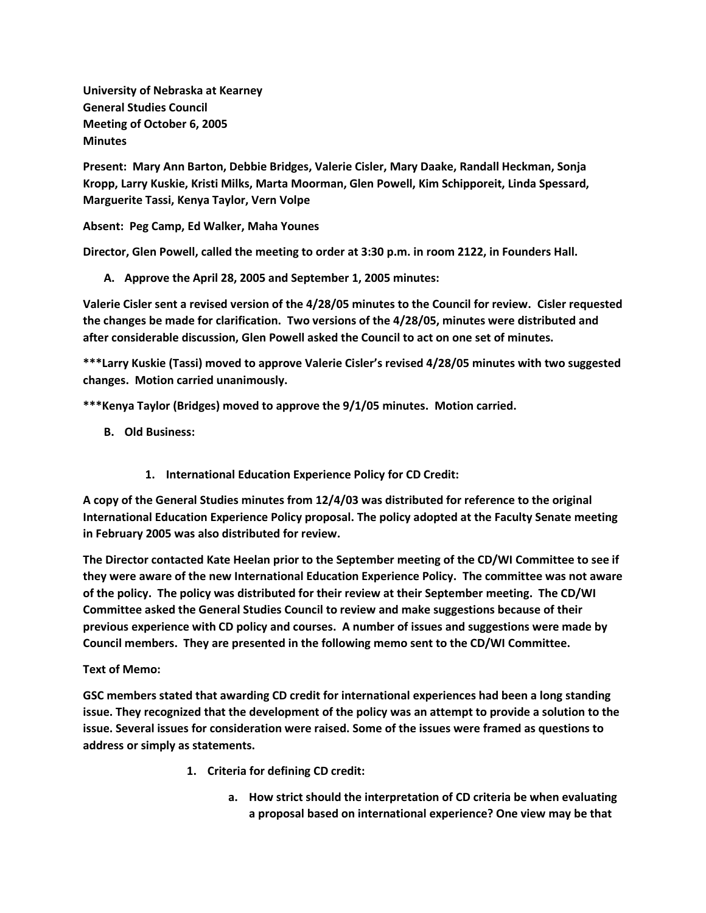**University of Nebraska at Kearney**
**General Studies Council**
**Meeting of October 6, 2005**
**Minutes**

**Present: Mary Ann Barton, Debbie Bridges, Valerie Cisler, Mary Daake, Randall Heckman, Sonja Kropp, Larry Kuskie, Kristi Milks, Marta Moorman, Glen Powell, Kim Schipporeit, Linda Spessard, Marguerite Tassi, Kenya Taylor, Vern Volpe**

**Absent: Peg Camp, Ed Walker, Maha Younes**

**Director, Glen Powell, called the meeting to order at 3:30 p.m. in room 2122, in Founders Hall.**

**A. Approve the April 28, 2005 and September 1, 2005 minutes:**

**Valerie Cisler sent a revised version of the 4/28/05 minutes to the Council for review. Cisler requested the changes be made for clarification. Two versions of the 4/28/05, minutes were distributed and after considerable discussion, Glen Powell asked the Council to act on one set of minutes.**

**\*\*\*Larry Kuskie (Tassi) moved to approve Valerie Cisler's revised 4/28/05 minutes with two suggested changes. Motion carried unanimously.**

**\*\*\*Kenya Taylor (Bridges) moved to approve the 9/1/05 minutes. Motion carried.**

**B. Old Business:**

**1. International Education Experience Policy for CD Credit:**

**A copy of the General Studies minutes from 12/4/03 was distributed for reference to the original International Education Experience Policy proposal. The policy adopted at the Faculty Senate meeting in February 2005 was also distributed for review.**

**The Director contacted Kate Heelan prior to the September meeting of the CD/WI Committee to see if they were aware of the new International Education Experience Policy. The committee was not aware of the policy. The policy was distributed for their review at their September meeting. The CD/WI Committee asked the General Studies Council to review and make suggestions because of their previous experience with CD policy and courses. A number of issues and suggestions were made by Council members. They are presented in the following memo sent to the CD/WI Committee.**

**Text of Memo:**

**GSC members stated that awarding CD credit for international experiences had been a long standing issue. They recognized that the development of the policy was an attempt to provide a solution to the issue. Several issues for consideration were raised. Some of the issues were framed as questions to address or simply as statements.**

1. **Criteria for defining CD credit:**
    a. **How strict should the interpretation of CD criteria be when evaluating a proposal based on international experience? One view may be that**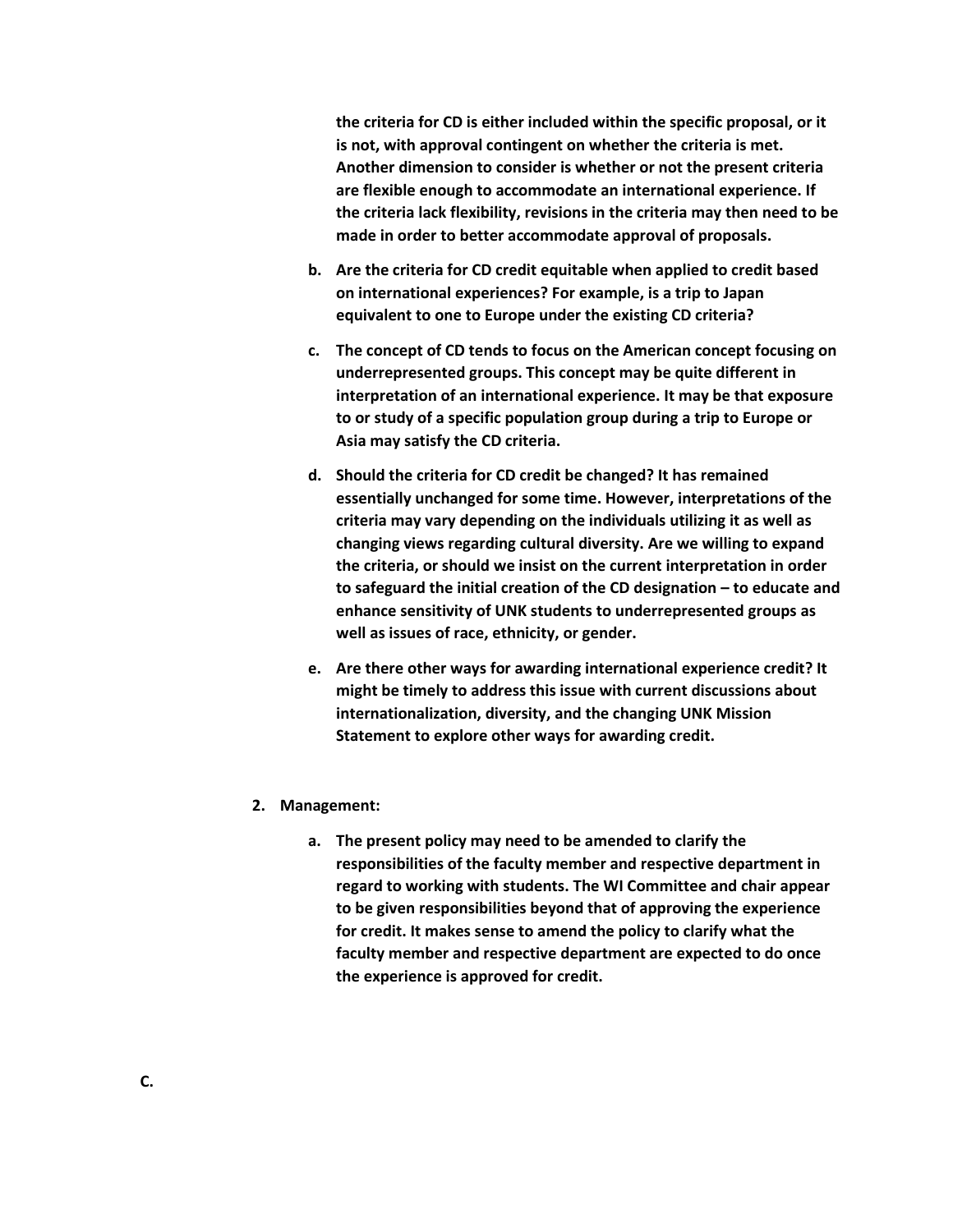**the criteria for CD is either included within the specific proposal, or it is not, with approval contingent on whether the criteria is met. Another dimension to consider is whether or not the present criteria are flexible enough to accommodate an international experience. If the criteria lack flexibility, revisions in the criteria may then need to be made in order to better accommodate approval of proposals.**

b. **Are the criteria for CD credit equitable when applied to credit based on international experiences? For example, is a trip to Japan equivalent to one to Europe under the existing CD criteria?**

c. **The concept of CD tends to focus on the American concept focusing on underrepresented groups. This concept may be quite different in interpretation of an international experience. It may be that exposure to or study of a specific population group during a trip to Europe or Asia may satisfy the CD criteria.**

d. **Should the criteria for CD credit be changed? It has remained essentially unchanged for some time. However, interpretations of the criteria may vary depending on the individuals utilizing it as well as changing views regarding cultural diversity. Are we willing to expand the criteria, or should we insist on the current interpretation in order to safeguard the initial creation of the CD designation – to educate and enhance sensitivity of UNK students to underrepresented groups as well as issues of race, ethnicity, or gender.**

e. **Are there other ways for awarding international experience credit? It might be timely to address this issue with current discussions about internationalization, diversity, and the changing UNK Mission Statement to explore other ways for awarding credit.**

2. **Management:**

   a. **The present policy may need to be amended to clarify the responsibilities of the faculty member and respective department in regard to working with students. The WI Committee and chair appear to be given responsibilities beyond that of approving the experience for credit. It makes sense to amend the policy to clarify what the faculty member and respective department are expected to do once the experience is approved for credit.**

**C.**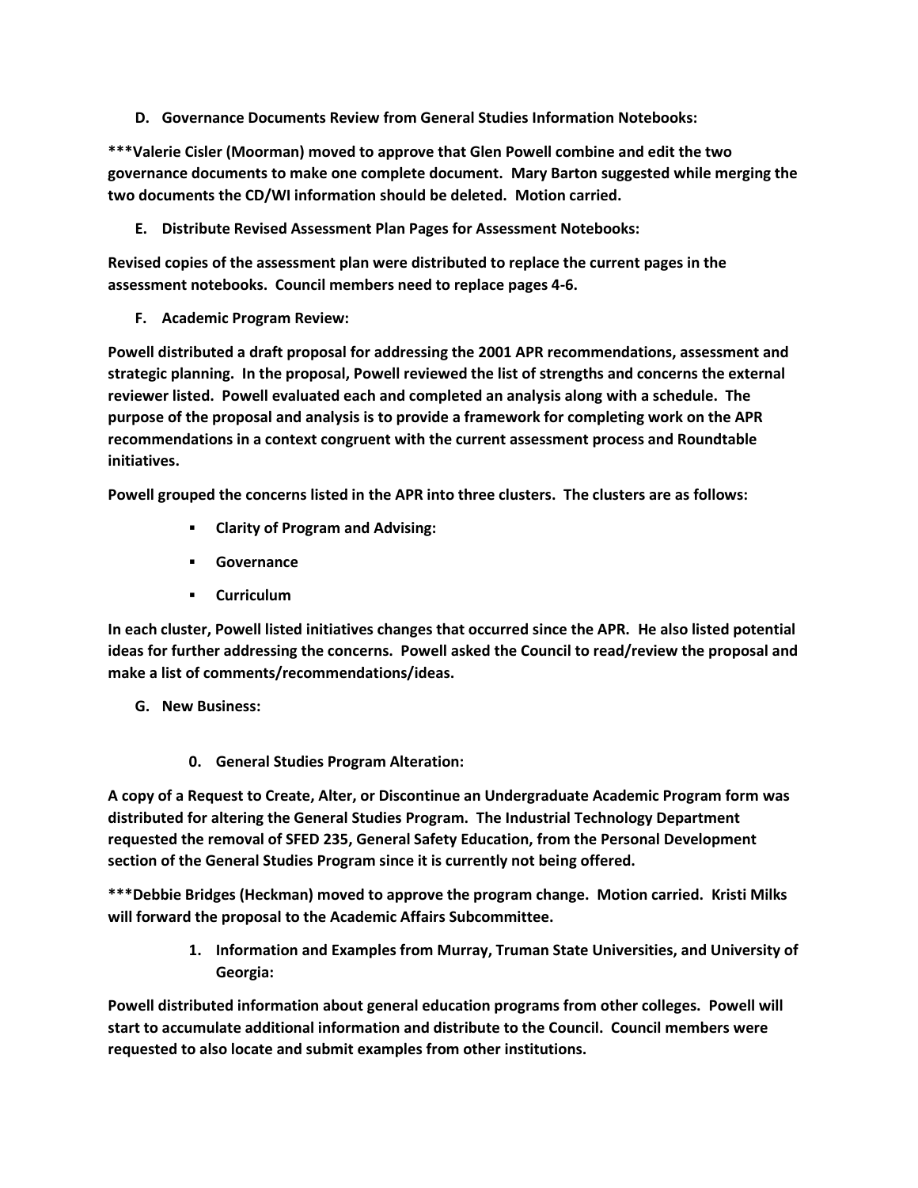**D. Governance Documents Review from General Studies Information Notebooks:**

**\*\*\*Valerie Cisler (Moorman) moved to approve that Glen Powell combine and edit the two governance documents to make one complete document. Mary Barton suggested while merging the two documents the CD/WI information should be deleted. Motion carried.**

**E. Distribute Revised Assessment Plan Pages for Assessment Notebooks:**

**Revised copies of the assessment plan were distributed to replace the current pages in the assessment notebooks. Council members need to replace pages 4-6.**

**F. Academic Program Review:**

**Powell distributed a draft proposal for addressing the 2001 APR recommendations, assessment and strategic planning. In the proposal, Powell reviewed the list of strengths and concerns the external reviewer listed. Powell evaluated each and completed an analysis along with a schedule. The purpose of the proposal and analysis is to provide a framework for completing work on the APR recommendations in a context congruent with the current assessment process and Roundtable initiatives.**

**Powell grouped the concerns listed in the APR into three clusters. The clusters are as follows:**

- **Clarity of Program and Advising:**
- **Governance**
- **Curriculum**

**In each cluster, Powell listed initiatives changes that occurred since the APR. He also listed potential ideas for further addressing the concerns. Powell asked the Council to read/review the proposal and make a list of comments/recommendations/ideas.**

**G. New Business:**

**0. General Studies Program Alteration:**

**A copy of a Request to Create, Alter, or Discontinue an Undergraduate Academic Program form was distributed for altering the General Studies Program. The Industrial Technology Department requested the removal of SFED 235, General Safety Education, from the Personal Development section of the General Studies Program since it is currently not being offered.**

**\*\*\*Debbie Bridges (Heckman) moved to approve the program change. Motion carried. Kristi Milks will forward the proposal to the Academic Affairs Subcommittee.**

**1. Information and Examples from Murray, Truman State Universities, and University of Georgia:**

**Powell distributed information about general education programs from other colleges. Powell will start to accumulate additional information and distribute to the Council. Council members were requested to also locate and submit examples from other institutions.**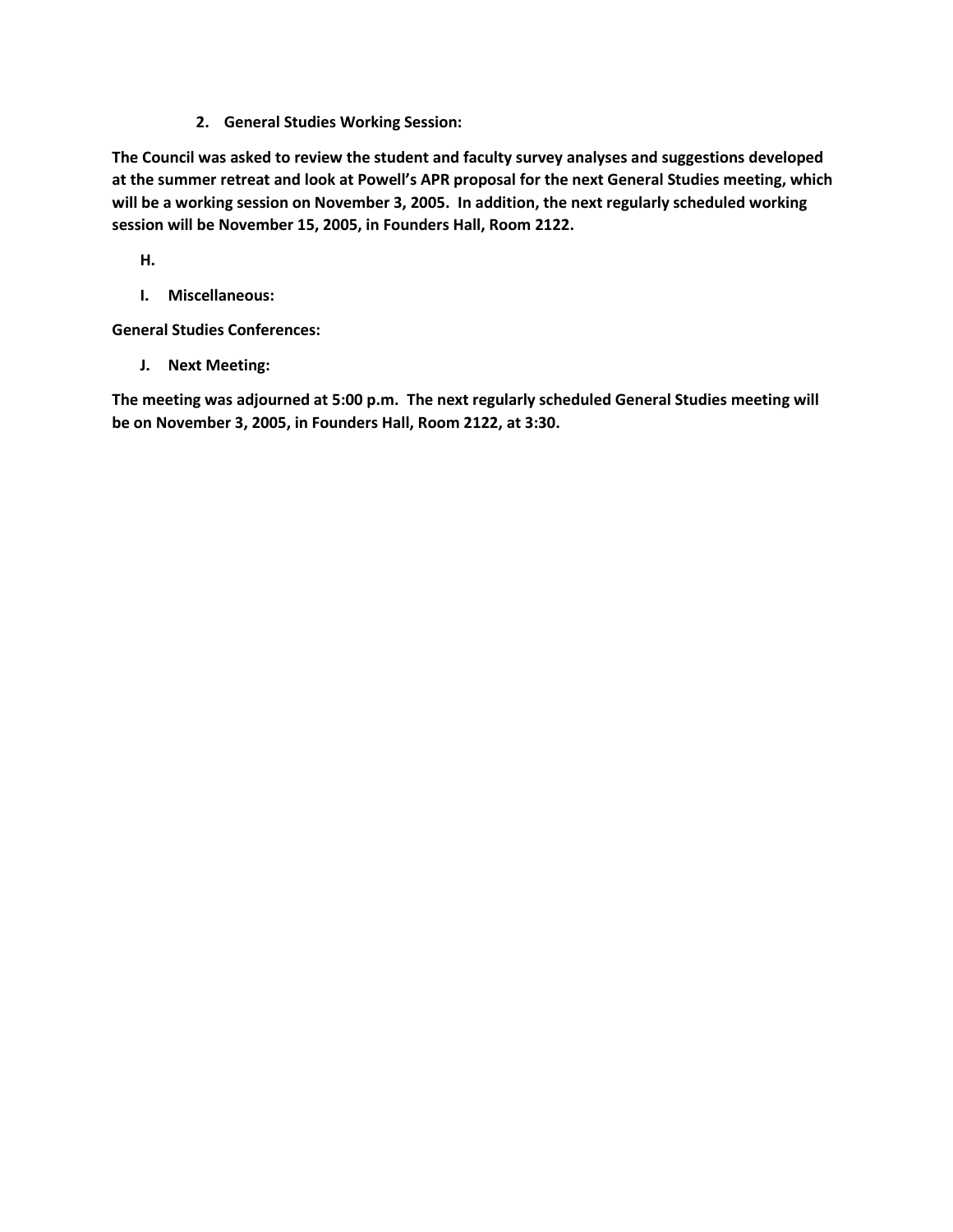2. **General Studies Working Session:**

**The Council was asked to review the student and faculty survey analyses and suggestions developed at the summer retreat and look at Powell's APR proposal for the next General Studies meeting, which will be a working session on November 3, 2005. In addition, the next regularly scheduled working session will be November 15, 2005, in Founders Hall, Room 2122.**

**H.**

**I. Miscellaneous:**

**General Studies Conferences:**

**J. Next Meeting:**

**The meeting was adjourned at 5:00 p.m. The next regularly scheduled General Studies meeting will be on November 3, 2005, in Founders Hall, Room 2122, at 3:30.**